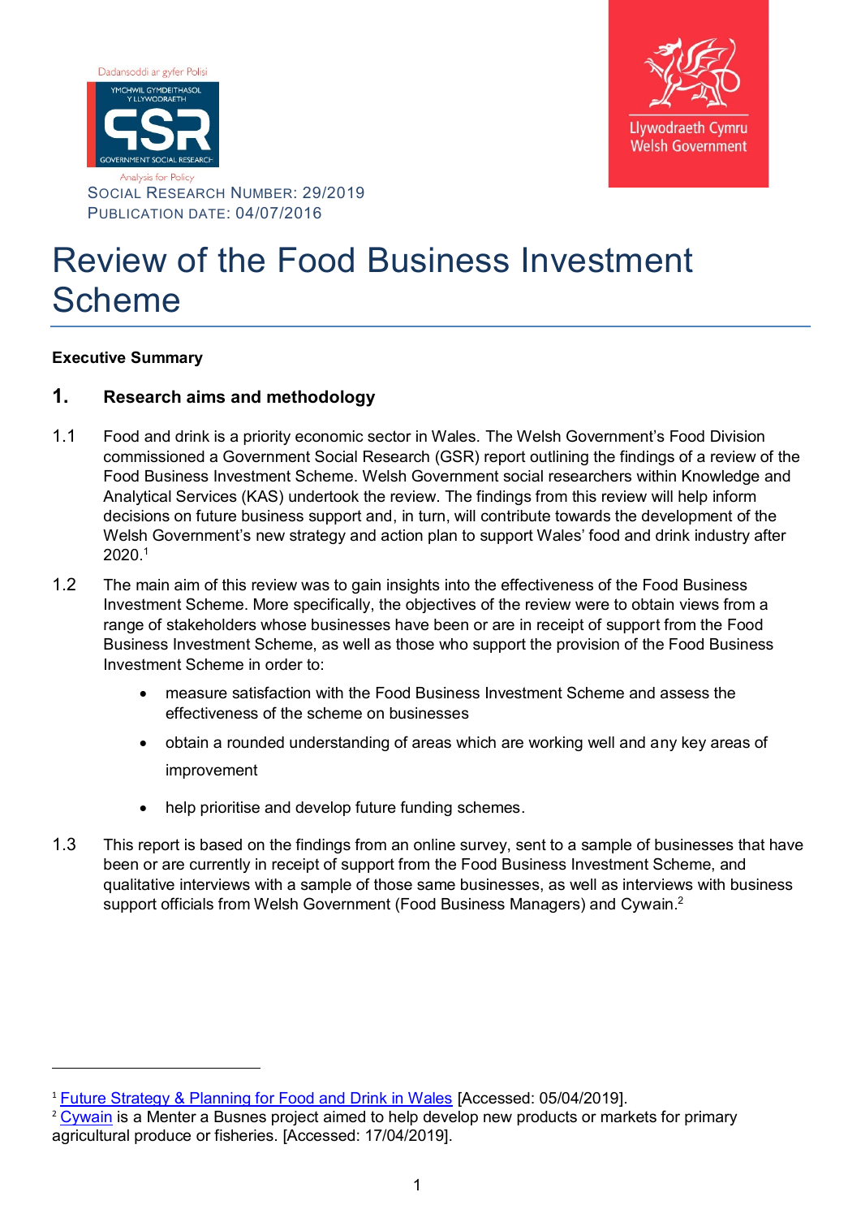Dadansoddi ar gyfer Polisi

YMCHWIL GYMDEITHASOL Y LLYWODRAETH

GSR

GOVERNMENT SOCIAL RESEARCH

Analysis for Policy

Llywodraeth Cymru
Welsh Government

SOCIAL RESEARCH NUMBER: 29/2019
PUBLICATION DATE: 04/07/2016

# Review of the Food Business Investment Scheme

**Executive Summary**

## 1. Research aims and methodology

1.1 Food and drink is a priority economic sector in Wales. The Welsh Government's Food Division commissioned a Government Social Research (GSR) report outlining the findings of a review of the Food Business Investment Scheme. Welsh Government social researchers within Knowledge and Analytical Services (KAS) undertook the review. The findings from this review will help inform decisions on future business support and, in turn, will contribute towards the development of the Welsh Government's new strategy and action plan to support Wales' food and drink industry after 2020.[1]

1.2 The main aim of this review was to gain insights into the effectiveness of the Food Business Investment Scheme. More specifically, the objectives of the review were to obtain views from a range of stakeholders whose businesses have been or are in receipt of support from the Food Business Investment Scheme, as well as those who support the provision of the Food Business Investment Scheme in order to:

- measure satisfaction with the Food Business Investment Scheme and assess the effectiveness of the scheme on businesses
- obtain a rounded understanding of areas which are working well and any key areas of improvement
- help prioritise and develop future funding schemes.

1.3 This report is based on the findings from an online survey, sent to a sample of businesses that have been or are currently in receipt of support from the Food Business Investment Scheme, and qualitative interviews with a sample of those same businesses, as well as interviews with business support officials from Welsh Government (Food Business Managers) and Cywain.[2]

---

[1] Future Strategy & Planning for Food and Drink in Wales [Accessed: 05/04/2019].
[2] Cywain is a Menter a Busnes project aimed to help develop new products or markets for primary agricultural produce or fisheries. [Accessed: 17/04/2019].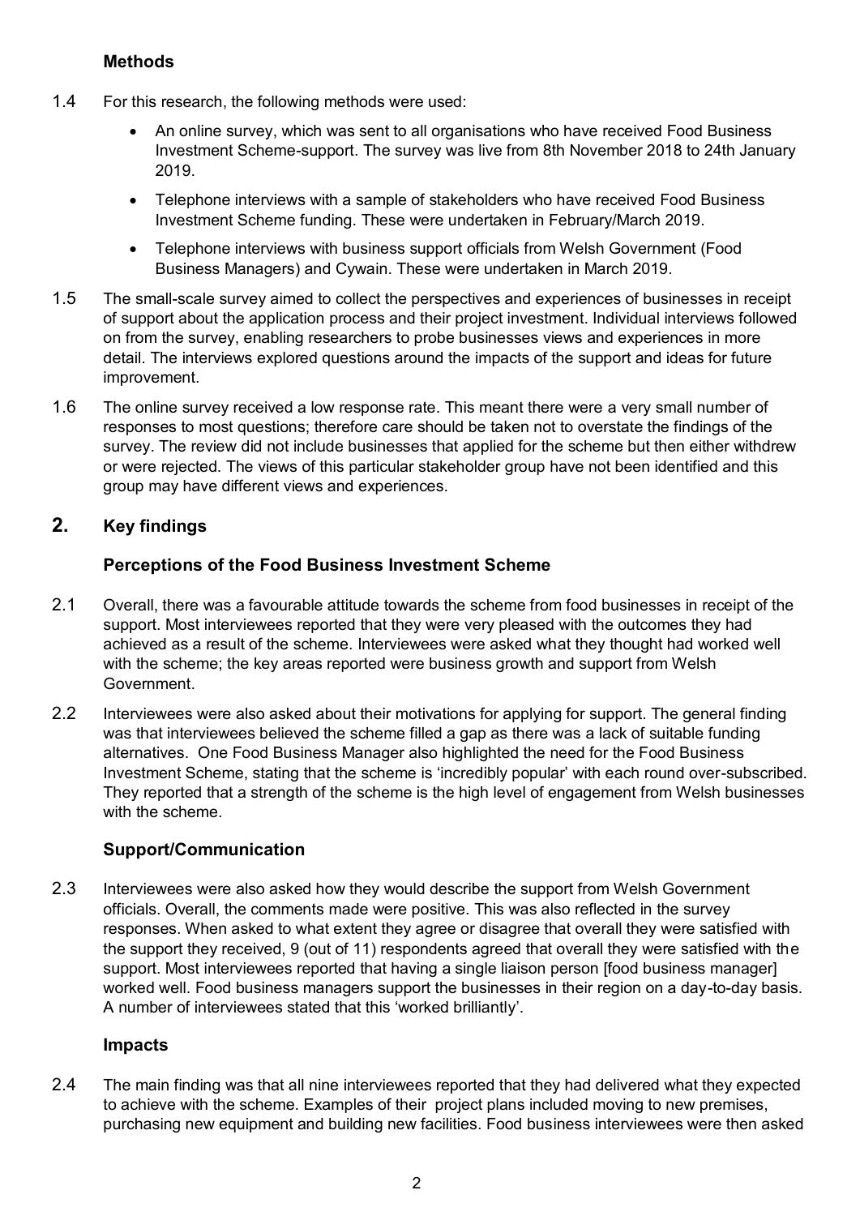### Methods

1.4 For this research, the following methods were used:

- An online survey, which was sent to all organisations who have received Food Business Investment Scheme-support. The survey was live from 8th November 2018 to 24th January 2019.
- Telephone interviews with a sample of stakeholders who have received Food Business Investment Scheme funding. These were undertaken in February/March 2019.
- Telephone interviews with business support officials from Welsh Government (Food Business Managers) and Cywain. These were undertaken in March 2019.

1.5 The small-scale survey aimed to collect the perspectives and experiences of businesses in receipt of support about the application process and their project investment. Individual interviews followed on from the survey, enabling researchers to probe businesses views and experiences in more detail. The interviews explored questions around the impacts of the support and ideas for future improvement.

1.6 The online survey received a low response rate. This meant there were a very small number of responses to most questions; therefore care should be taken not to overstate the findings of the survey. The review did not include businesses that applied for the scheme but then either withdrew or were rejected. The views of this particular stakeholder group have not been identified and this group may have different views and experiences.

## 2. Key findings

### Perceptions of the Food Business Investment Scheme

2.1 Overall, there was a favourable attitude towards the scheme from food businesses in receipt of the support. Most interviewees reported that they were very pleased with the outcomes they had achieved as a result of the scheme. Interviewees were asked what they thought had worked well with the scheme; the key areas reported were business growth and support from Welsh Government.

2.2 Interviewees were also asked about their motivations for applying for support. The general finding was that interviewees believed the scheme filled a gap as there was a lack of suitable funding alternatives. One Food Business Manager also highlighted the need for the Food Business Investment Scheme, stating that the scheme is 'incredibly popular' with each round over-subscribed. They reported that a strength of the scheme is the high level of engagement from Welsh businesses with the scheme.

### Support/Communication

2.3 Interviewees were also asked how they would describe the support from Welsh Government officials. Overall, the comments made were positive. This was also reflected in the survey responses. When asked to what extent they agree or disagree that overall they were satisfied with the support they received, 9 (out of 11) respondents agreed that overall they were satisfied with the support. Most interviewees reported that having a single liaison person [food business manager] worked well. Food business managers support the businesses in their region on a day-to-day basis. A number of interviewees stated that this 'worked brilliantly'.

### Impacts

2.4 The main finding was that all nine interviewees reported that they had delivered what they expected to achieve with the scheme. Examples of their project plans included moving to new premises, purchasing new equipment and building new facilities. Food business interviewees were then asked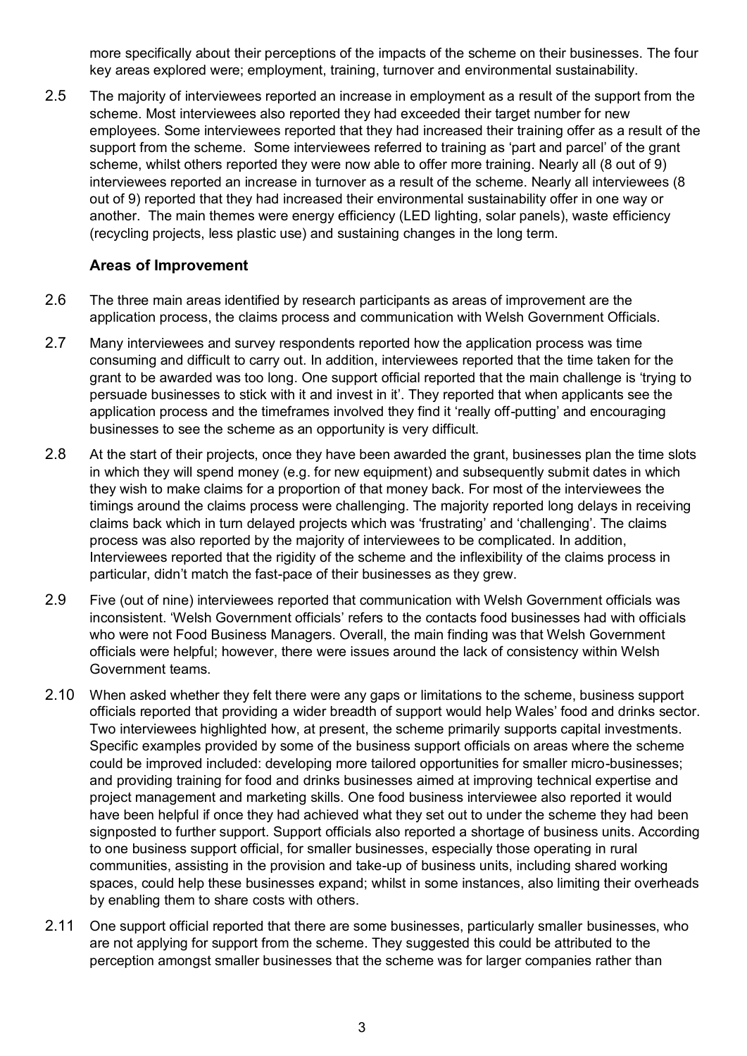more specifically about their perceptions of the impacts of the scheme on their businesses. The four key areas explored were; employment, training, turnover and environmental sustainability.

2.5 The majority of interviewees reported an increase in employment as a result of the support from the scheme. Most interviewees also reported they had exceeded their target number for new employees. Some interviewees reported that they had increased their training offer as a result of the support from the scheme. Some interviewees referred to training as 'part and parcel' of the grant scheme, whilst others reported they were now able to offer more training. Nearly all (8 out of 9) interviewees reported an increase in turnover as a result of the scheme. Nearly all interviewees (8 out of 9) reported that they had increased their environmental sustainability offer in one way or another. The main themes were energy efficiency (LED lighting, solar panels), waste efficiency (recycling projects, less plastic use) and sustaining changes in the long term.

### Areas of Improvement

2.6 The three main areas identified by research participants as areas of improvement are the application process, the claims process and communication with Welsh Government Officials.

2.7 Many interviewees and survey respondents reported how the application process was time consuming and difficult to carry out. In addition, interviewees reported that the time taken for the grant to be awarded was too long. One support official reported that the main challenge is 'trying to persuade businesses to stick with it and invest in it'. They reported that when applicants see the application process and the timeframes involved they find it 'really off-putting' and encouraging businesses to see the scheme as an opportunity is very difficult.

2.8 At the start of their projects, once they have been awarded the grant, businesses plan the time slots in which they will spend money (e.g. for new equipment) and subsequently submit dates in which they wish to make claims for a proportion of that money back. For most of the interviewees the timings around the claims process were challenging. The majority reported long delays in receiving claims back which in turn delayed projects which was 'frustrating' and 'challenging'. The claims process was also reported by the majority of interviewees to be complicated. In addition, Interviewees reported that the rigidity of the scheme and the inflexibility of the claims process in particular, didn't match the fast-pace of their businesses as they grew.

2.9 Five (out of nine) interviewees reported that communication with Welsh Government officials was inconsistent. 'Welsh Government officials' refers to the contacts food businesses had with officials who were not Food Business Managers. Overall, the main finding was that Welsh Government officials were helpful; however, there were issues around the lack of consistency within Welsh Government teams.

2.10 When asked whether they felt there were any gaps or limitations to the scheme, business support officials reported that providing a wider breadth of support would help Wales' food and drinks sector. Two interviewees highlighted how, at present, the scheme primarily supports capital investments. Specific examples provided by some of the business support officials on areas where the scheme could be improved included: developing more tailored opportunities for smaller micro-businesses; and providing training for food and drinks businesses aimed at improving technical expertise and project management and marketing skills. One food business interviewee also reported it would have been helpful if once they had achieved what they set out to under the scheme they had been signposted to further support. Support officials also reported a shortage of business units. According to one business support official, for smaller businesses, especially those operating in rural communities, assisting in the provision and take-up of business units, including shared working spaces, could help these businesses expand; whilst in some instances, also limiting their overheads by enabling them to share costs with others.

2.11 One support official reported that there are some businesses, particularly smaller businesses, who are not applying for support from the scheme. They suggested this could be attributed to the perception amongst smaller businesses that the scheme was for larger companies rather than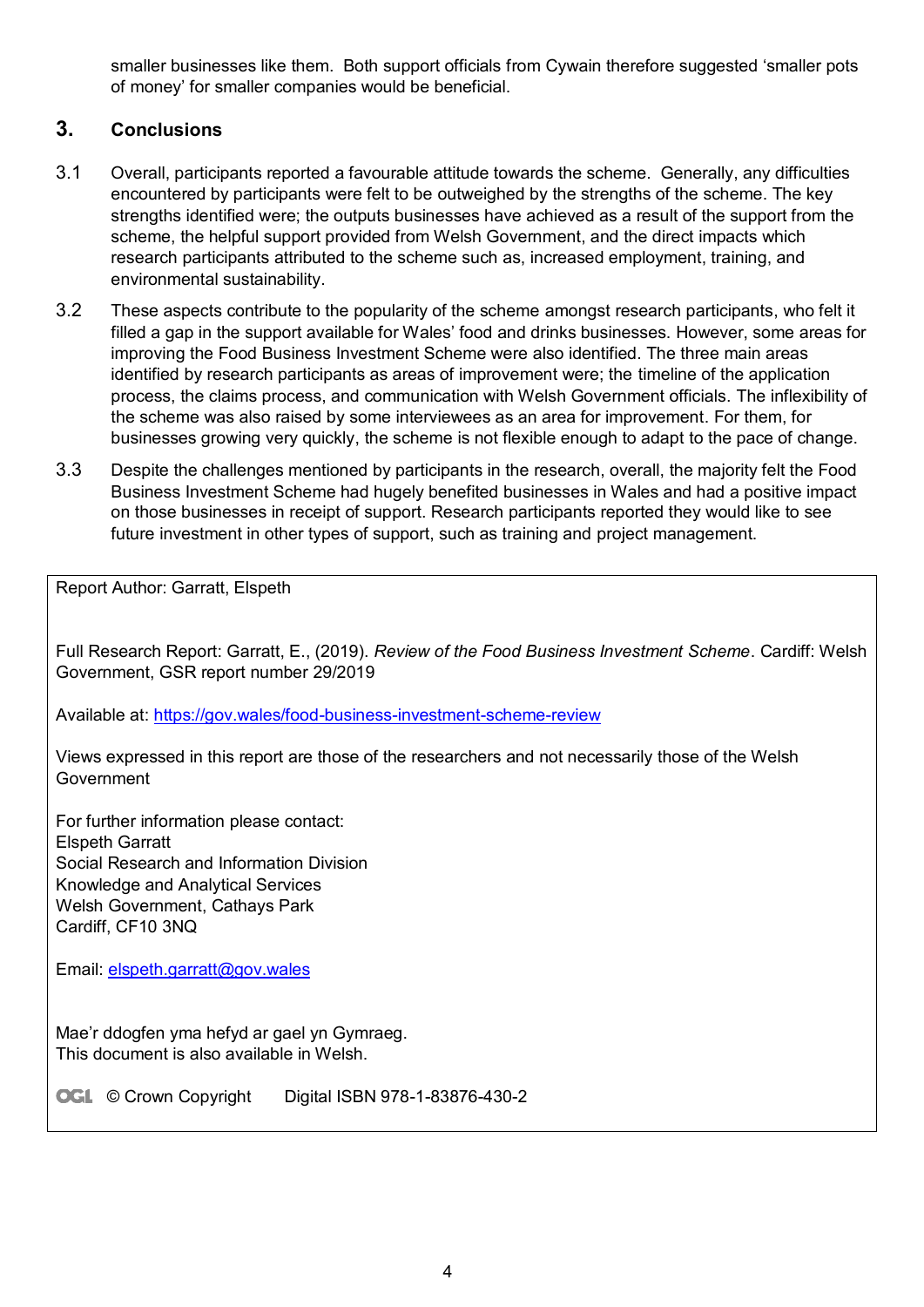smaller businesses like them. Both support officials from Cywain therefore suggested 'smaller pots of money' for smaller companies would be beneficial.

## 3. Conclusions

3.1 Overall, participants reported a favourable attitude towards the scheme. Generally, any difficulties encountered by participants were felt to be outweighed by the strengths of the scheme. The key strengths identified were; the outputs businesses have achieved as a result of the support from the scheme, the helpful support provided from Welsh Government, and the direct impacts which research participants attributed to the scheme such as, increased employment, training, and environmental sustainability.

3.2 These aspects contribute to the popularity of the scheme amongst research participants, who felt it filled a gap in the support available for Wales' food and drinks businesses. However, some areas for improving the Food Business Investment Scheme were also identified. The three main areas identified by research participants as areas of improvement were; the timeline of the application process, the claims process, and communication with Welsh Government officials. The inflexibility of the scheme was also raised by some interviewees as an area for improvement. For them, for businesses growing very quickly, the scheme is not flexible enough to adapt to the pace of change.

3.3 Despite the challenges mentioned by participants in the research, overall, the majority felt the Food Business Investment Scheme had hugely benefited businesses in Wales and had a positive impact on those businesses in receipt of support. Research participants reported they would like to see future investment in other types of support, such as training and project management.

Report Author: Garratt, Elspeth

Full Research Report: Garratt, E., (2019). *Review of the Food Business Investment Scheme*. Cardiff: Welsh Government, GSR report number 29/2019

Available at: https://gov.wales/food-business-investment-scheme-review

Views expressed in this report are those of the researchers and not necessarily those of the Welsh Government

For further information please contact:
Elspeth Garratt
Social Research and Information Division
Knowledge and Analytical Services
Welsh Government, Cathays Park
Cardiff, CF10 3NQ

Email: elspeth.garratt@gov.wales

Mae'r ddogfen yma hefyd ar gael yn Gymraeg.
This document is also available in Welsh.

OGL © Crown Copyright Digital ISBN 978-1-83876-430-2